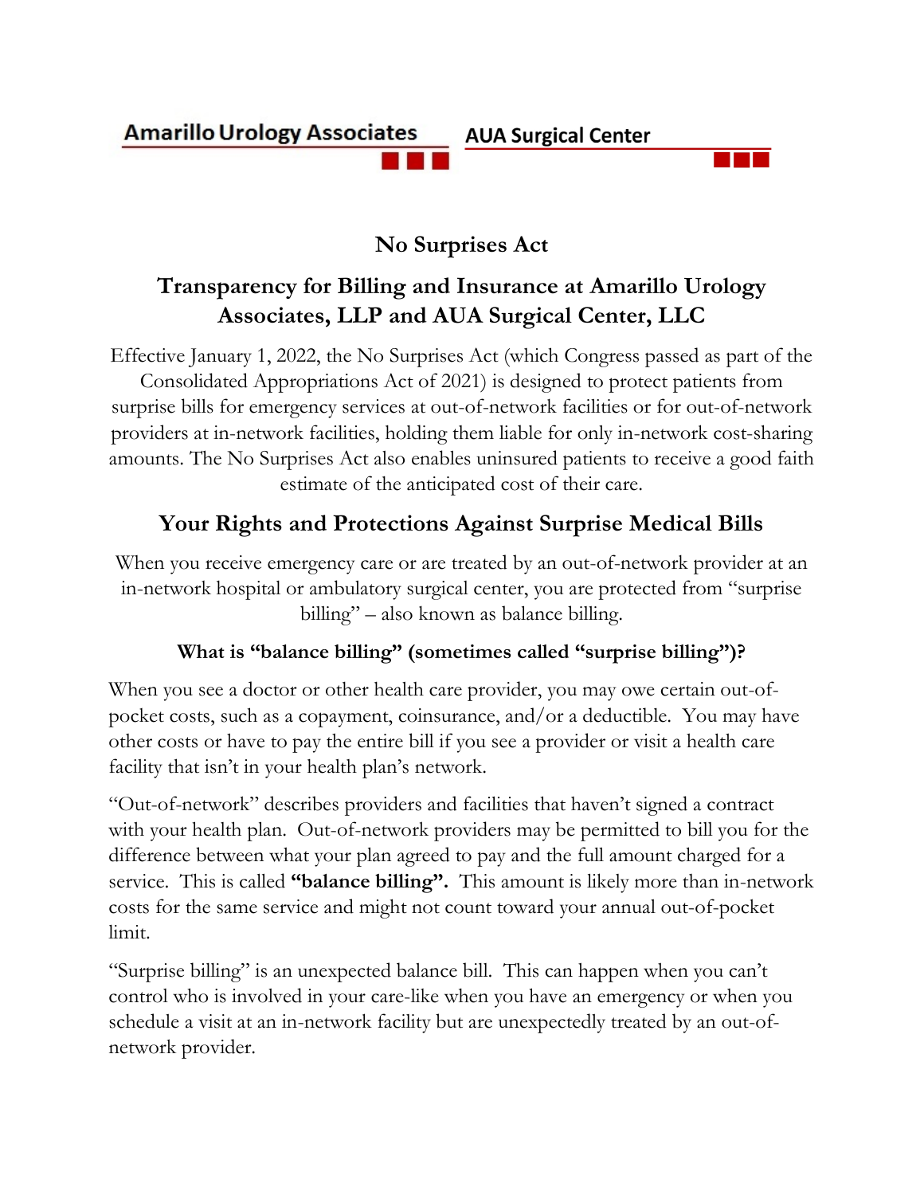Amarillo Urology Associates AUA Surgical Center

# No Surprises Act

## Transparency for Billing and Insurance at Amarillo Urology Associates, LLP and AUA Surgical Center, LLC

Effective January 1, 2022, the No Surprises Act (which Congress passed as part of the Consolidated Appropriations Act of 2021) is designed to protect patients from surprise bills for emergency services at out-of-network facilities or for out-of-network providers at in-network facilities, holding them liable for only in-network cost-sharing amounts. The No Surprises Act also enables uninsured patients to receive a good faith estimate of the anticipated cost of their care.

## Your Rights and Protections Against Surprise Medical Bills

When you receive emergency care or are treated by an out-of-network provider at an in-network hospital or ambulatory surgical center, you are protected from "surprise billing" – also known as balance billing.

### What is "balance billing" (sometimes called "surprise billing")?

When you see a doctor or other health care provider, you may owe certain out-of-pocket costs, such as a copayment, coinsurance, and/or a deductible. You may have other costs or have to pay the entire bill if you see a provider or visit a health care facility that isn't in your health plan's network.

"Out-of-network" describes providers and facilities that haven't signed a contract with your health plan. Out-of-network providers may be permitted to bill you for the difference between what your plan agreed to pay and the full amount charged for a service. This is called **"balance billing".** This amount is likely more than in-network costs for the same service and might not count toward your annual out-of-pocket limit.

"Surprise billing" is an unexpected balance bill. This can happen when you can't control who is involved in your care-like when you have an emergency or when you schedule a visit at an in-network facility but are unexpectedly treated by an out-of-network provider.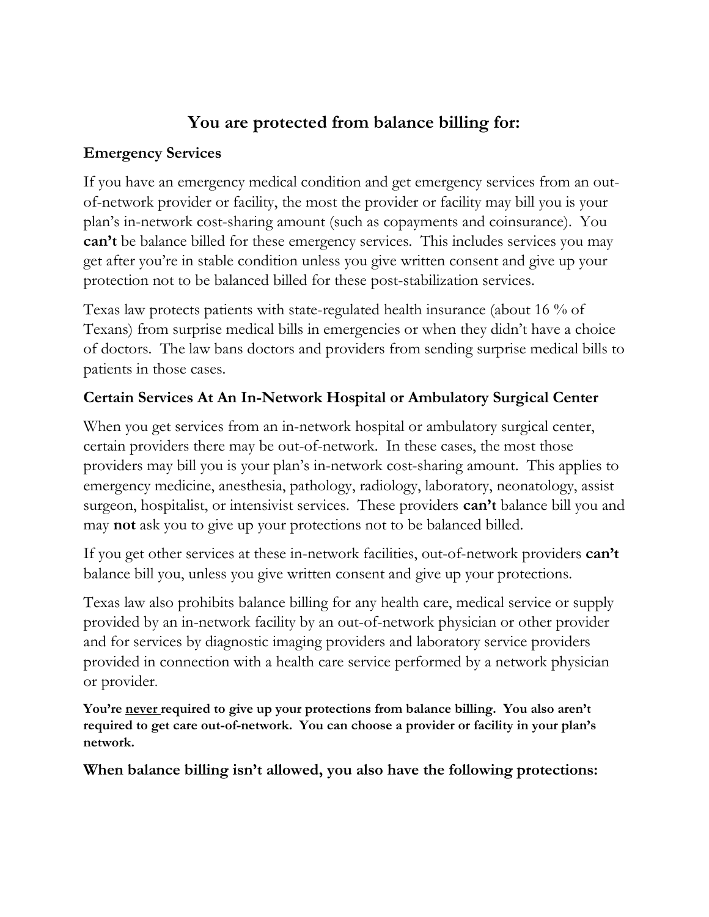# You are protected from balance billing for:

### Emergency Services

If you have an emergency medical condition and get emergency services from an out-of-network provider or facility, the most the provider or facility may bill you is your plan's in-network cost-sharing amount (such as copayments and coinsurance). You **can't** be balance billed for these emergency services. This includes services you may get after you're in stable condition unless you give written consent and give up your protection not to be balanced billed for these post-stabilization services.

Texas law protects patients with state-regulated health insurance (about 16 % of Texans) from surprise medical bills in emergencies or when they didn't have a choice of doctors. The law bans doctors and providers from sending surprise medical bills to patients in those cases.

### Certain Services At An In-Network Hospital or Ambulatory Surgical Center

When you get services from an in-network hospital or ambulatory surgical center, certain providers there may be out-of-network. In these cases, the most those providers may bill you is your plan's in-network cost-sharing amount. This applies to emergency medicine, anesthesia, pathology, radiology, laboratory, neonatology, assist surgeon, hospitalist, or intensivist services. These providers **can't** balance bill you and may **not** ask you to give up your protections not to be balanced billed.

If you get other services at these in-network facilities, out-of-network providers **can't** balance bill you, unless you give written consent and give up your protections.

Texas law also prohibits balance billing for any health care, medical service or supply provided by an in-network facility by an out-of-network physician or other provider and for services by diagnostic imaging providers and laboratory service providers provided in connection with a health care service performed by a network physician or provider.

**You're <u>never</u> required to give up your protections from balance billing. You also aren't required to get care out-of-network. You can choose a provider or facility in your plan's network.**

### When balance billing isn't allowed, you also have the following protections: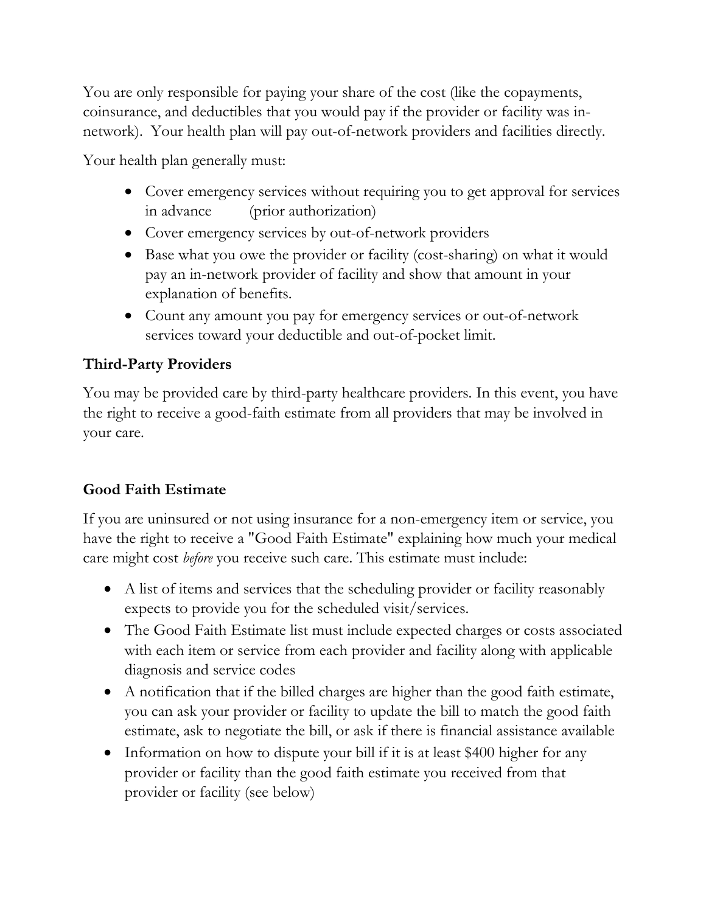You are only responsible for paying your share of the cost (like the copayments, coinsurance, and deductibles that you would pay if the provider or facility was in-network). Your health plan will pay out-of-network providers and facilities directly.

Your health plan generally must:

- Cover emergency services without requiring you to get approval for services in advance (prior authorization)
- Cover emergency services by out-of-network providers
- Base what you owe the provider or facility (cost-sharing) on what it would pay an in-network provider of facility and show that amount in your explanation of benefits.
- Count any amount you pay for emergency services or out-of-network services toward your deductible and out-of-pocket limit.

### Third-Party Providers

You may be provided care by third-party healthcare providers. In this event, you have the right to receive a good-faith estimate from all providers that may be involved in your care.

### Good Faith Estimate

If you are uninsured or not using insurance for a non-emergency item or service, you have the right to receive a "Good Faith Estimate" explaining how much your medical care might cost *before* you receive such care. This estimate must include:

- A list of items and services that the scheduling provider or facility reasonably expects to provide you for the scheduled visit/services.
- The Good Faith Estimate list must include expected charges or costs associated with each item or service from each provider and facility along with applicable diagnosis and service codes
- A notification that if the billed charges are higher than the good faith estimate, you can ask your provider or facility to update the bill to match the good faith estimate, ask to negotiate the bill, or ask if there is financial assistance available
- Information on how to dispute your bill if it is at least $400 higher for any provider or facility than the good faith estimate you received from that provider or facility (see below)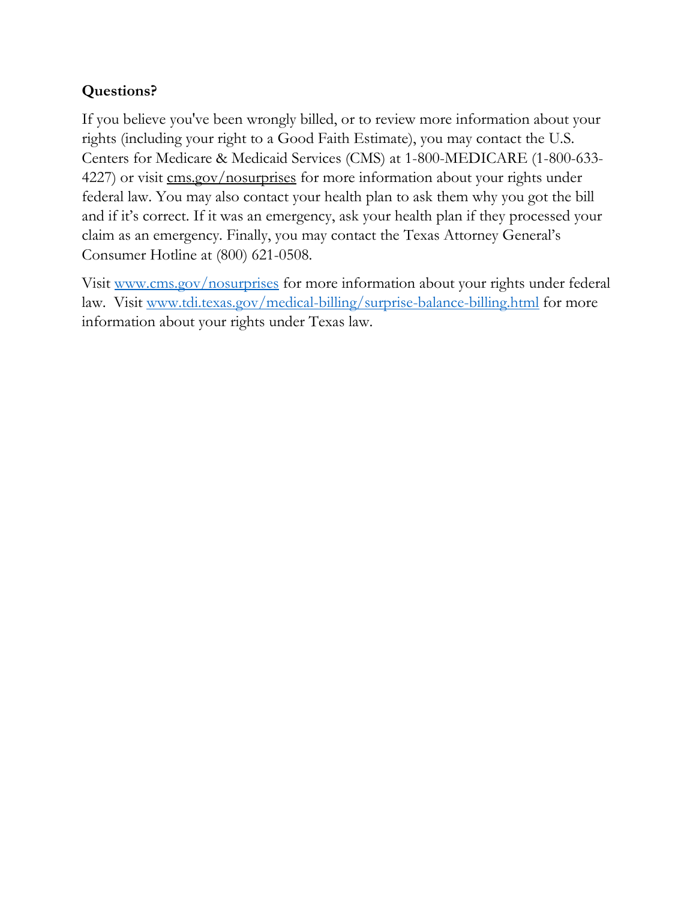**Questions?**

If you believe you've been wrongly billed, or to review more information about your rights (including your right to a Good Faith Estimate), you may contact the U.S. Centers for Medicare & Medicaid Services (CMS) at 1-800-MEDICARE (1-800-633-4227) or visit cms.gov/nosurprises for more information about your rights under federal law. You may also contact your health plan to ask them why you got the bill and if it's correct. If it was an emergency, ask your health plan if they processed your claim as an emergency. Finally, you may contact the Texas Attorney General's Consumer Hotline at (800) 621-0508.

Visit [www.cms.gov/nosurprises](http://www.cms.gov/nosurprises) for more information about your rights under federal law. Visit [www.tdi.texas.gov/medical-billing/surprise-balance-billing.html](http://www.tdi.texas.gov/medical-billing/surprise-balance-billing.html) for more information about your rights under Texas law.